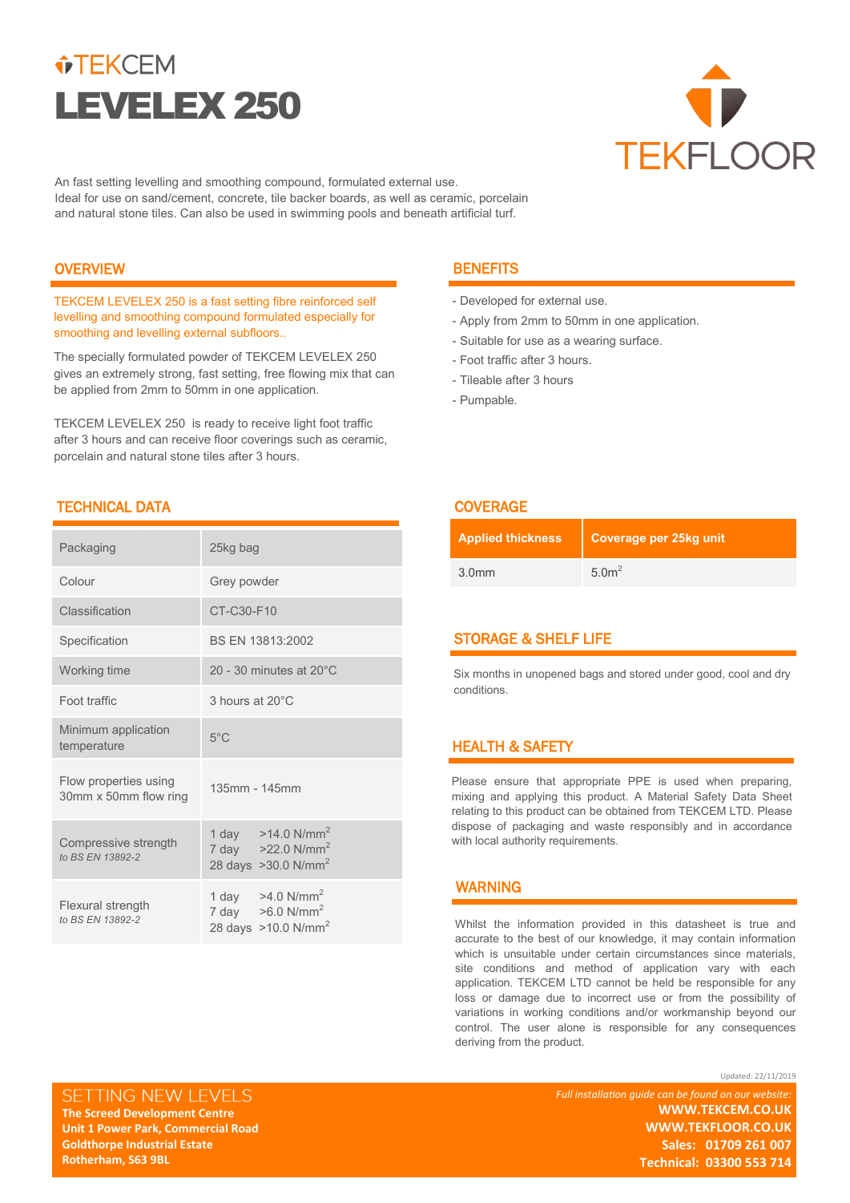TEKCEM

# LEVELEX 250

TEKFLOOR

An fast setting levelling and smoothing compound, formulated external use.
Ideal for use on sand/cement, concrete, tile backer boards, as well as ceramic, porcelain and natural stone tiles. Can also be used in swimming pools and beneath artificial turf.

## OVERVIEW

TEKCEM LEVELEX 250 is a fast setting fibre reinforced self levelling and smoothing compound formulated especially for smoothing and levelling external subfloors..

The specially formulated powder of TEKCEM LEVELEX 250 gives an extremely strong, fast setting, free flowing mix that can be applied from 2mm to 50mm in one application.

TEKCEM LEVELEX 250 is ready to receive light foot traffic after 3 hours and can receive floor coverings such as ceramic, porcelain and natural stone tiles after 3 hours.

## BENEFITS

- Developed for external use.
- Apply from 2mm to 50mm in one application.
- Suitable for use as a wearing surface.
- Foot traffic after 3 hours.
- Tileable after 3 hours
- Pumpable.

## TECHNICAL DATA

| | |
|---|---|
| Packaging | 25kg bag |
| Colour | Grey powder |
| Classification | CT-C30-F10 |
| Specification | BS EN 13813:2002 |
| Working time | 20 - 30 minutes at 20°C |
| Foot traffic | 3 hours at 20°C |
| Minimum application temperature | 5°C |
| Flow properties using 30mm x 50mm flow ring | 135mm - 145mm |
| Compressive strength *to BS EN 13892-2* | 1 day >14.0 N/mm$^2$<br>7 day >22.0 N/mm$^2$<br>28 days >30.0 N/mm$^2$ |
| Flexural strength *to BS EN 13892-2* | 1 day >4.0 N/mm$^2$<br>7 day >6.0 N/mm$^2$<br>28 days >10.0 N/mm$^2$ |

## COVERAGE

| Applied thickness | Coverage per 25kg unit |
|---|---|
| 3.0mm | 5.0m$^2$ |

## STORAGE & SHELF LIFE

Six months in unopened bags and stored under good, cool and dry conditions.

## HEALTH & SAFETY

Please ensure that appropriate PPE is used when preparing, mixing and applying this product. A Material Safety Data Sheet relating to this product can be obtained from TEKCEM LTD. Please dispose of packaging and waste responsibly and in accordance with local authority requirements.

## WARNING

Whilst the information provided in this datasheet is true and accurate to the best of our knowledge, it may contain information which is unsuitable under certain circumstances since materials, site conditions and method of application vary with each application. TEKCEM LTD cannot be held be responsible for any loss or damage due to incorrect use or from the possibility of variations in working conditions and/or workmanship beyond our control. The user alone is responsible for any consequences deriving from the product.

Updated: 22/11/2019

SETTING NEW LEVELS
**The Screed Development Centre**
**Unit 1 Power Park, Commercial Road**
**Goldthorpe Industrial Estate**
**Rotherham, S63 9BL**

*Full installation guide can be found on our website:*
**WWW.TEKCEM.CO.UK**
**WWW.TEKFLOOR.CO.UK**
**Sales: 01709 261 007**
**Technical: 03300 553 714**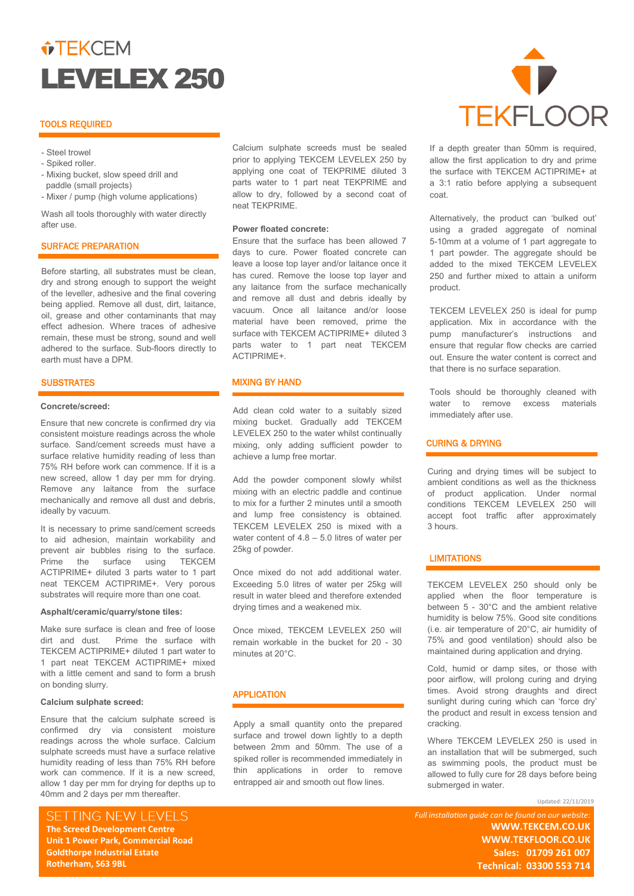# TEKCEM

# LEVELEX 250

TEKFLOOR

## TOOLS REQUIRED

- Steel trowel
- Spiked roller.
- Mixing bucket, slow speed drill and paddle (small projects)
- Mixer / pump (high volume applications)

Wash all tools thoroughly with water directly after use.

## SURFACE PREPARATION

Before starting, all substrates must be clean, dry and strong enough to support the weight of the leveller, adhesive and the final covering being applied. Remove all dust, dirt, laitance, oil, grease and other contaminants that may effect adhesion. Where traces of adhesive remain, these must be strong, sound and well adhered to the surface. Sub-floors directly to earth must have a DPM.

## SUBSTRATES

**Concrete/screed:**

Ensure that new concrete is confirmed dry via consistent moisture readings across the whole surface. Sand/cement screeds must have a surface relative humidity reading of less than 75% RH before work can commence. If it is a new screed, allow 1 day per mm for drying. Remove any laitance from the surface mechanically and remove all dust and debris, ideally by vacuum.

It is necessary to prime sand/cement screeds to aid adhesion, maintain workability and prevent air bubbles rising to the surface. Prime the surface using TEKCEM ACTIPRIME+ diluted 3 parts water to 1 part neat TEKCEM ACTIPRIME+. Very porous substrates will require more than one coat.

**Asphalt/ceramic/quarry/stone tiles:**

Make sure surface is clean and free of loose dirt and dust. Prime the surface with TEKCEM ACTIPRIME+ diluted 1 part water to 1 part neat TEKCEM ACTIPRIME+ mixed with a little cement and sand to form a brush on bonding slurry.

**Calcium sulphate screed:**

Ensure that the calcium sulphate screed is confirmed dry via consistent moisture readings across the whole surface. Calcium sulphate screeds must have a surface relative humidity reading of less than 75% RH before work can commence. If it is a new screed, allow 1 day per mm for drying for depths up to 40mm and 2 days per mm thereafter.

Calcium sulphate screeds must be sealed prior to applying TEKCEM LEVELEX 250 by applying one coat of TEKPRIME diluted 3 parts water to 1 part neat TEKPRIME and allow to dry, followed by a second coat of neat TEKPRIME.

**Power floated concrete:**

Ensure that the surface has been allowed 7 days to cure. Power floated concrete can leave a loose top layer and/or laitance once it has cured. Remove the loose top layer and any laitance from the surface mechanically and remove all dust and debris ideally by vacuum. Once all laitance and/or loose material have been removed, prime the surface with TEKCEM ACTIPRIME+ diluted 3 parts water to 1 part neat TEKCEM ACTIPRIME+.

## MIXING BY HAND

Add clean cold water to a suitably sized mixing bucket. Gradually add TEKCEM LEVELEX 250 to the water whilst continually mixing, only adding sufficient powder to achieve a lump free mortar.

Add the powder component slowly whilst mixing with an electric paddle and continue to mix for a further 2 minutes until a smooth and lump free consistency is obtained. TEKCEM LEVELEX 250 is mixed with a water content of 4.8 – 5.0 litres of water per 25kg of powder.

Once mixed do not add additional water. Exceeding 5.0 litres of water per 25kg will result in water bleed and therefore extended drying times and a weakened mix.

Once mixed, TEKCEM LEVELEX 250 will remain workable in the bucket for 20 - 30 minutes at 20°C.

## APPLICATION

Apply a small quantity onto the prepared surface and trowel down lightly to a depth between 2mm and 50mm. The use of a spiked roller is recommended immediately in thin applications in order to remove entrapped air and smooth out flow lines.

If a depth greater than 50mm is required, allow the first application to dry and prime the surface with TEKCEM ACTIPRIME+ at a 3:1 ratio before applying a subsequent coat.

Alternatively, the product can 'bulked out' using a graded aggregate of nominal 5-10mm at a volume of 1 part aggregate to 1 part powder. The aggregate should be added to the mixed TEKCEM LEVELEX 250 and further mixed to attain a uniform product.

TEKCEM LEVELEX 250 is ideal for pump application. Mix in accordance with the pump manufacturer's instructions and ensure that regular flow checks are carried out. Ensure the water content is correct and that there is no surface separation.

Tools should be thoroughly cleaned with water to remove excess materials immediately after use.

## CURING & DRYING

Curing and drying times will be subject to ambient conditions as well as the thickness of product application. Under normal conditions TEKCEM LEVELEX 250 will accept foot traffic after approximately 3 hours.

## LIMITATIONS

TEKCEM LEVELEX 250 should only be applied when the floor temperature is between 5 - 30°C and the ambient relative humidity is below 75%. Good site conditions (i.e. air temperature of 20°C, air humidity of 75% and good ventilation) should also be maintained during application and drying.

Cold, humid or damp sites, or those with poor airflow, will prolong curing and drying times. Avoid strong draughts and direct sunlight during curing which can 'force dry' the product and result in excess tension and cracking.

Where TEKCEM LEVELEX 250 is used in an installation that will be submerged, such as swimming pools, the product must be allowed to fully cure for 28 days before being submerged in water.

Updated: 22/11/2019

SETTING NEW LEVELS

**The Screed Development Centre**
**Unit 1 Power Park, Commercial Road**
**Goldthorpe Industrial Estate**
**Rotherham, S63 9BL**

*Full installation guide can be found on our website:*
**WWW.TEKCEM.CO.UK**
**WWW.TEKFLOOR.CO.UK**
**Sales: 01709 261 007**
**Technical: 03300 553 714**